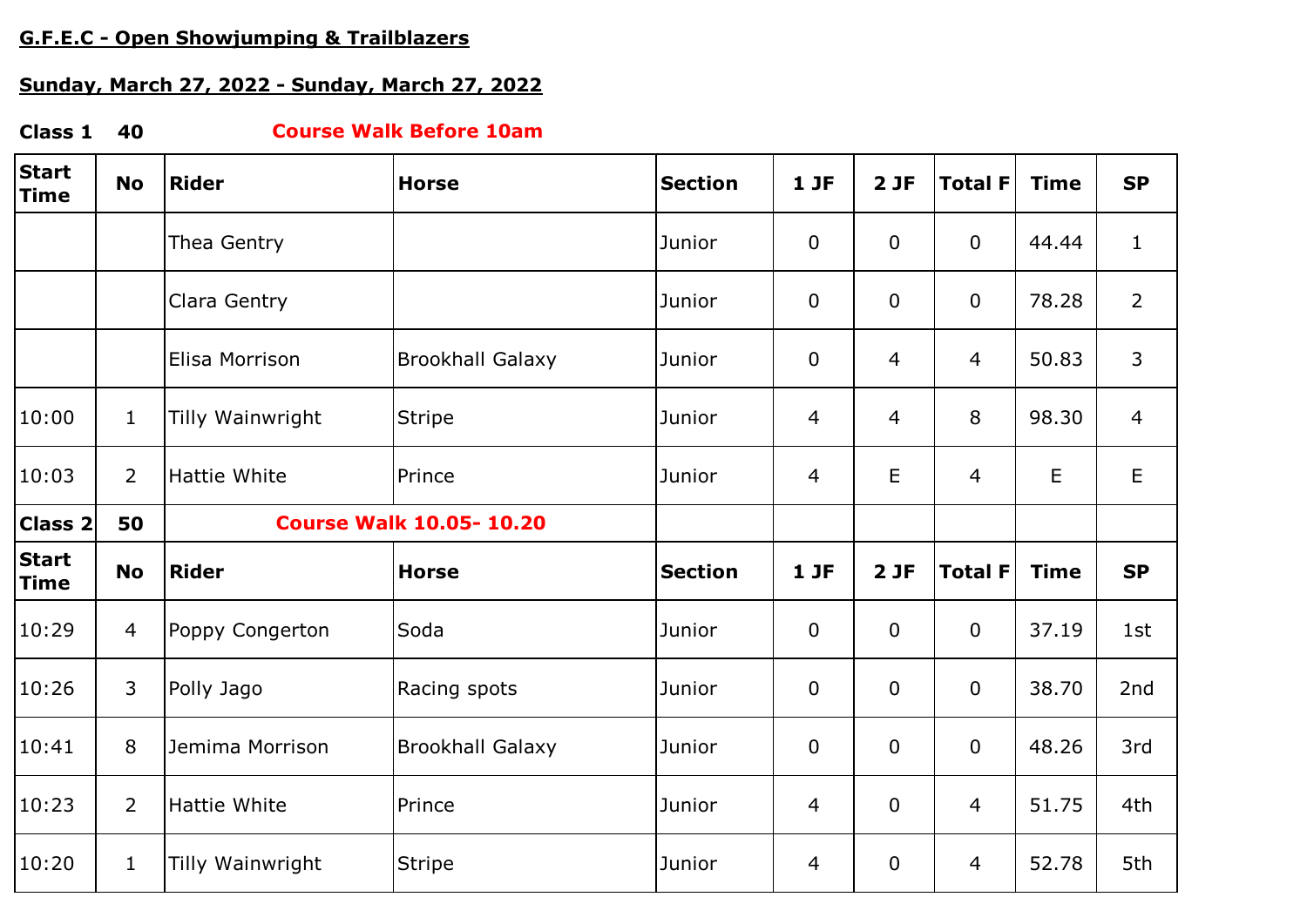**G.F.E.C - Open Showjumping & Trailblazers**

**Sunday, March 27, 2022 - Sunday, March 27, 2022**

**Class 1 40** **Course Walk Before 10am**

| Start Time | No | Rider | Horse | Section | 1 JF | 2 JF | Total F | Time | SP |
|---|---|---|---|---|---|---|---|---|---|
| | | Thea Gentry | | Junior | 0 | 0 | 0 | 44.44 | 1 |
| | | Clara Gentry | | Junior | 0 | 0 | 0 | 78.28 | 2 |
| | | Elisa Morrison | Brookhall Galaxy | Junior | 0 | 4 | 4 | 50.83 | 3 |
| 10:00 | 1 | Tilly Wainwright | Stripe | Junior | 4 | 4 | 8 | 98.30 | 4 |
| 10:03 | 2 | Hattie White | Prince | Junior | 4 | E | 4 | E | E |

**Class 2 50** **Course Walk 10.05- 10.20**

| Start Time | No | Rider | Horse | Section | 1 JF | 2 JF | Total F | Time | SP |
|---|---|---|---|---|---|---|---|---|---|
| 10:29 | 4 | Poppy Congerton | Soda | Junior | 0 | 0 | 0 | 37.19 | 1st |
| 10:26 | 3 | Polly Jago | Racing spots | Junior | 0 | 0 | 0 | 38.70 | 2nd |
| 10:41 | 8 | Jemima Morrison | Brookhall Galaxy | Junior | 0 | 0 | 0 | 48.26 | 3rd |
| 10:23 | 2 | Hattie White | Prince | Junior | 4 | 0 | 4 | 51.75 | 4th |
| 10:20 | 1 | Tilly Wainwright | Stripe | Junior | 4 | 0 | 4 | 52.78 | 5th |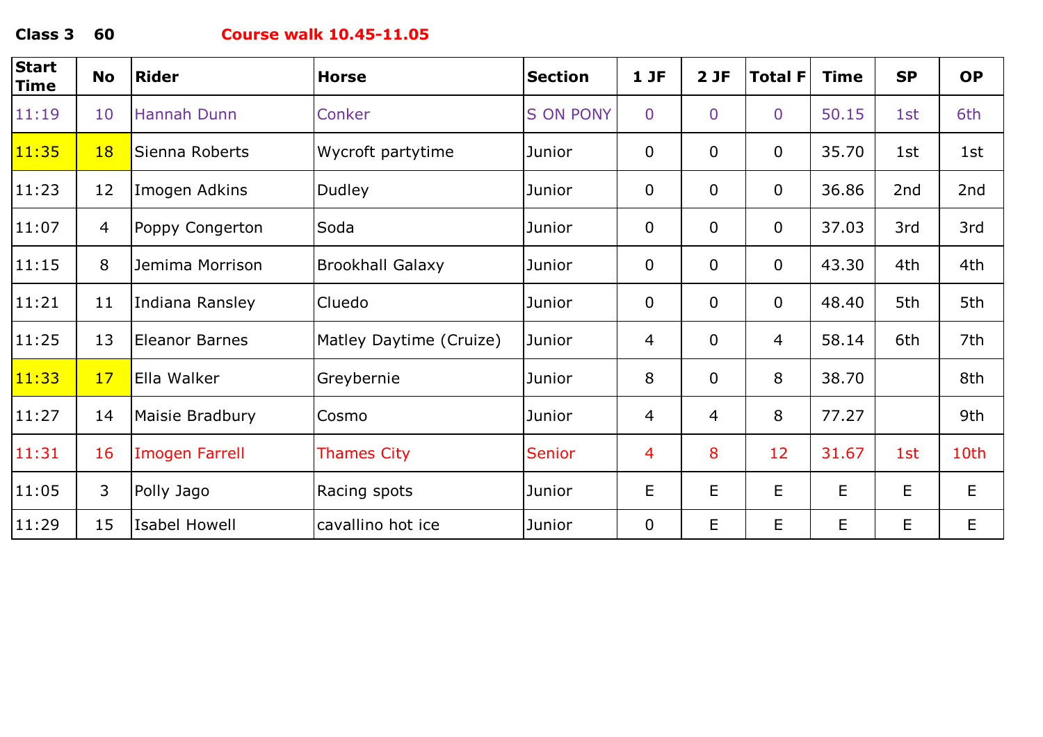**Class 3 60** **Course walk 10.45-11.05**

| Start Time | No | Rider | Horse | Section | 1 JF | 2 JF | Total F | Time | SP | OP |
|---|---|---|---|---|---|---|---|---|---|---|
| 11:19 | 10 | Hannah Dunn | Conker | S ON PONY | 0 | 0 | 0 | 50.15 | 1st | 6th |
| 11:35 | 18 | Sienna Roberts | Wycroft partytime | Junior | 0 | 0 | 0 | 35.70 | 1st | 1st |
| 11:23 | 12 | Imogen Adkins | Dudley | Junior | 0 | 0 | 0 | 36.86 | 2nd | 2nd |
| 11:07 | 4 | Poppy Congerton | Soda | Junior | 0 | 0 | 0 | 37.03 | 3rd | 3rd |
| 11:15 | 8 | Jemima Morrison | Brookhall Galaxy | Junior | 0 | 0 | 0 | 43.30 | 4th | 4th |
| 11:21 | 11 | Indiana Ransley | Cluedo | Junior | 0 | 0 | 0 | 48.40 | 5th | 5th |
| 11:25 | 13 | Eleanor Barnes | Matley Daytime (Cruize) | Junior | 4 | 0 | 4 | 58.14 | 6th | 7th |
| 11:33 | 17 | Ella Walker | Greybernie | Junior | 8 | 0 | 8 | 38.70 | | 8th |
| 11:27 | 14 | Maisie Bradbury | Cosmo | Junior | 4 | 4 | 8 | 77.27 | | 9th |
| 11:31 | 16 | Imogen Farrell | Thames City | Senior | 4 | 8 | 12 | 31.67 | 1st | 10th |
| 11:05 | 3 | Polly Jago | Racing spots | Junior | E | E | E | E | E | E |
| 11:29 | 15 | Isabel Howell | cavallino hot ice | Junior | 0 | E | E | E | E | E |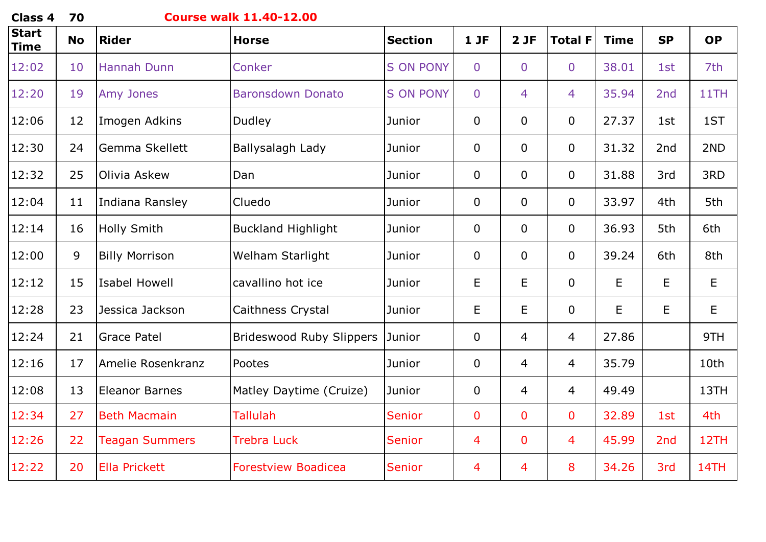**Class 4 70** **Course walk 11.40-12.00**

| Start Time | No | Rider | Horse | Section | 1 JF | 2 JF | Total F | Time | SP | OP |
|---|---|---|---|---|---|---|---|---|---|---|
| 12:02 | 10 | Hannah Dunn | Conker | S ON PONY | 0 | 0 | 0 | 38.01 | 1st | 7th |
| 12:20 | 19 | Amy Jones | Baronsdown Donato | S ON PONY | 0 | 4 | 4 | 35.94 | 2nd | 11TH |
| 12:06 | 12 | Imogen Adkins | Dudley | Junior | 0 | 0 | 0 | 27.37 | 1st | 1ST |
| 12:30 | 24 | Gemma Skellett | Ballysalagh Lady | Junior | 0 | 0 | 0 | 31.32 | 2nd | 2ND |
| 12:32 | 25 | Olivia Askew | Dan | Junior | 0 | 0 | 0 | 31.88 | 3rd | 3RD |
| 12:04 | 11 | Indiana Ransley | Cluedo | Junior | 0 | 0 | 0 | 33.97 | 4th | 5th |
| 12:14 | 16 | Holly Smith | Buckland Highlight | Junior | 0 | 0 | 0 | 36.93 | 5th | 6th |
| 12:00 | 9 | Billy Morrison | Welham Starlight | Junior | 0 | 0 | 0 | 39.24 | 6th | 8th |
| 12:12 | 15 | Isabel Howell | cavallino hot ice | Junior | E | E | 0 | E | E | E |
| 12:28 | 23 | Jessica Jackson | Caithness Crystal | Junior | E | E | 0 | E | E | E |
| 12:24 | 21 | Grace Patel | Brideswood Ruby Slippers | Junior | 0 | 4 | 4 | 27.86 | | 9TH |
| 12:16 | 17 | Amelie Rosenkranz | Pootes | Junior | 0 | 4 | 4 | 35.79 | | 10th |
| 12:08 | 13 | Eleanor Barnes | Matley Daytime (Cruize) | Junior | 0 | 4 | 4 | 49.49 | | 13TH |
| 12:34 | 27 | Beth Macmain | Tallulah | Senior | 0 | 0 | 0 | 32.89 | 1st | 4th |
| 12:26 | 22 | Teagan Summers | Trebra Luck | Senior | 4 | 0 | 4 | 45.99 | 2nd | 12TH |
| 12:22 | 20 | Ella Prickett | Forestview Boadicea | Senior | 4 | 4 | 8 | 34.26 | 3rd | 14TH |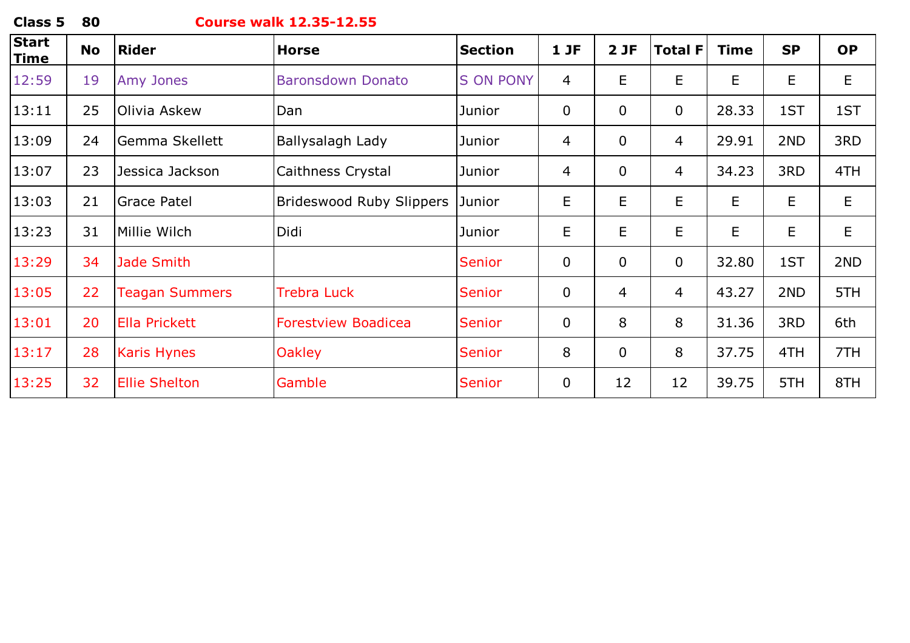**Class 5 80** **Course walk 12.35-12.55**

| Start Time | No | Rider | Horse | Section | 1 JF | 2 JF | Total F | Time | SP | OP |
|---|---|---|---|---|---|---|---|---|---|---|
| 12:59 | 19 | Amy Jones | Baronsdown Donato | S ON PONY | 4 | E | E | E | E | E |
| 13:11 | 25 | Olivia Askew | Dan | Junior | 0 | 0 | 0 | 28.33 | 1ST | 1ST |
| 13:09 | 24 | Gemma Skellett | Ballysalagh Lady | Junior | 4 | 0 | 4 | 29.91 | 2ND | 3RD |
| 13:07 | 23 | Jessica Jackson | Caithness Crystal | Junior | 4 | 0 | 4 | 34.23 | 3RD | 4TH |
| 13:03 | 21 | Grace Patel | Brideswood Ruby Slippers | Junior | E | E | E | E | E | E |
| 13:23 | 31 | Millie Wilch | Didi | Junior | E | E | E | E | E | E |
| 13:29 | 34 | Jade Smith | | Senior | 0 | 0 | 0 | 32.80 | 1ST | 2ND |
| 13:05 | 22 | Teagan Summers | Trebra Luck | Senior | 0 | 4 | 4 | 43.27 | 2ND | 5TH |
| 13:01 | 20 | Ella Prickett | Forestview Boadicea | Senior | 0 | 8 | 8 | 31.36 | 3RD | 6th |
| 13:17 | 28 | Karis Hynes | Oakley | Senior | 8 | 0 | 8 | 37.75 | 4TH | 7TH |
| 13:25 | 32 | Ellie Shelton | Gamble | Senior | 0 | 12 | 12 | 39.75 | 5TH | 8TH |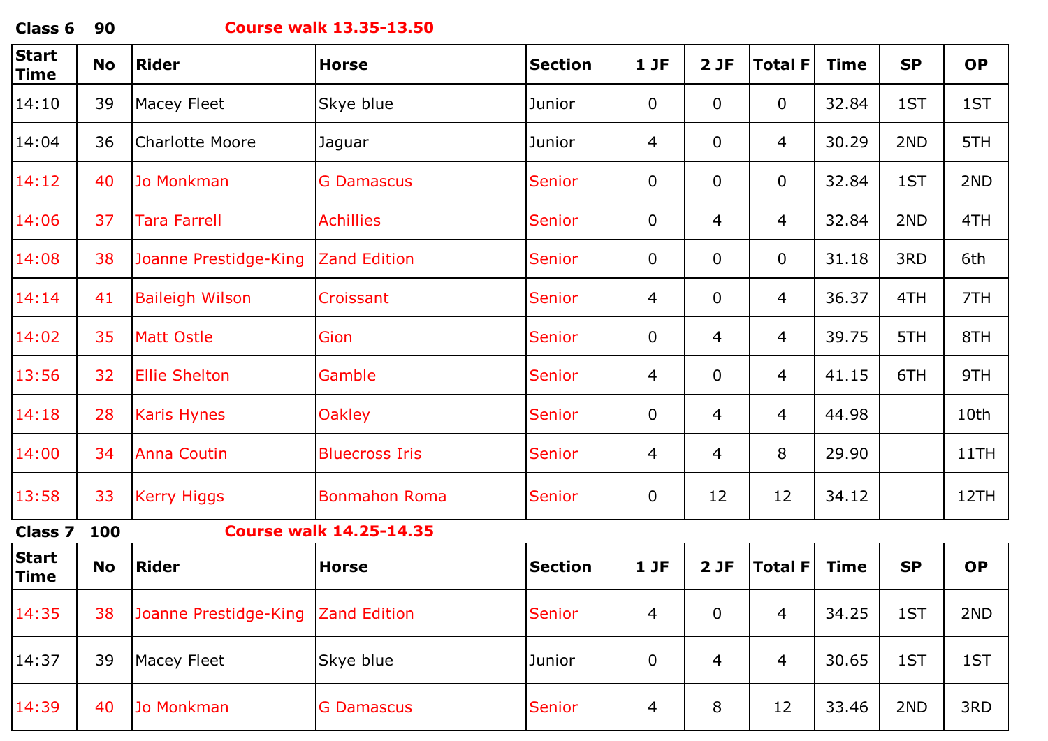**Class 6 90** **Course walk 13.35-13.50**

| Start Time | No | Rider | Horse | Section | 1 JF | 2 JF | Total F | Time | SP | OP |
|---|---|---|---|---|---|---|---|---|---|---|
| 14:10 | 39 | Macey Fleet | Skye blue | Junior | 0 | 0 | 0 | 32.84 | 1ST | 1ST |
| 14:04 | 36 | Charlotte Moore | Jaguar | Junior | 4 | 0 | 4 | 30.29 | 2ND | 5TH |
| 14:12 | 40 | Jo Monkman | G Damascus | Senior | 0 | 0 | 0 | 32.84 | 1ST | 2ND |
| 14:06 | 37 | Tara Farrell | Achillies | Senior | 0 | 4 | 4 | 32.84 | 2ND | 4TH |
| 14:08 | 38 | Joanne Prestidge-King | Zand Edition | Senior | 0 | 0 | 0 | 31.18 | 3RD | 6th |
| 14:14 | 41 | Baileigh Wilson | Croissant | Senior | 4 | 0 | 4 | 36.37 | 4TH | 7TH |
| 14:02 | 35 | Matt Ostle | Gion | Senior | 0 | 4 | 4 | 39.75 | 5TH | 8TH |
| 13:56 | 32 | Ellie Shelton | Gamble | Senior | 4 | 0 | 4 | 41.15 | 6TH | 9TH |
| 14:18 | 28 | Karis Hynes | Oakley | Senior | 0 | 4 | 4 | 44.98 | | 10th |
| 14:00 | 34 | Anna Coutin | Bluecross Iris | Senior | 4 | 4 | 8 | 29.90 | | 11TH |
| 13:58 | 33 | Kerry Higgs | Bonmahon Roma | Senior | 0 | 12 | 12 | 34.12 | | 12TH |

**Class 7 100** **Course walk 14.25-14.35**

| Start Time | No | Rider | Horse | Section | 1 JF | 2 JF | Total F | Time | SP | OP |
|---|---|---|---|---|---|---|---|---|---|---|
| 14:35 | 38 | Joanne Prestidge-King | Zand Edition | Senior | 4 | 0 | 4 | 34.25 | 1ST | 2ND |
| 14:37 | 39 | Macey Fleet | Skye blue | Junior | 0 | 4 | 4 | 30.65 | 1ST | 1ST |
| 14:39 | 40 | Jo Monkman | G Damascus | Senior | 4 | 8 | 12 | 33.46 | 2ND | 3RD |